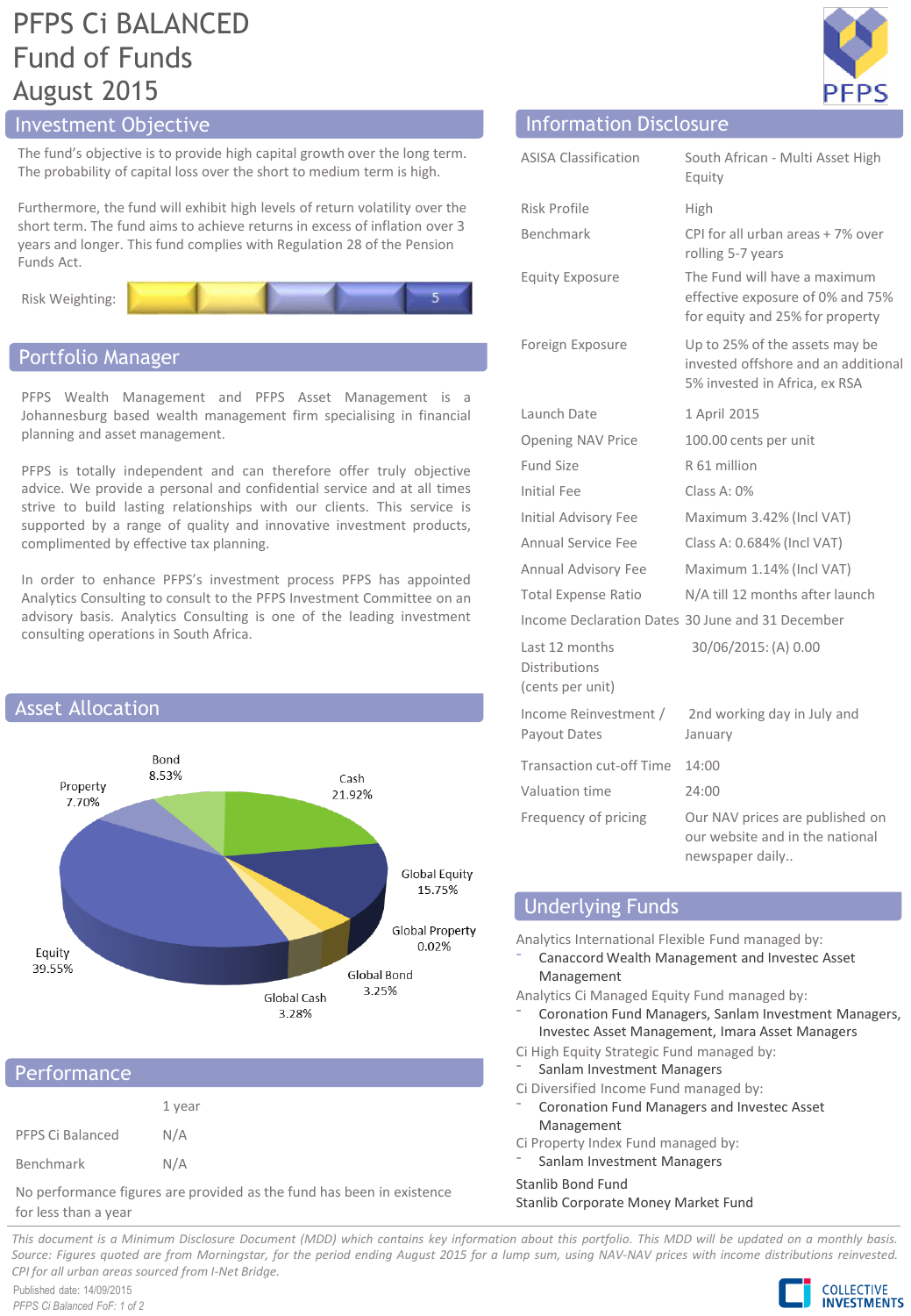# PFPS Ci BALANCED Fund of Funds August 2015

## Investment Objective

The fund's objective is to provide high capital growth over the long term. The probability of capital loss over the short to medium term is high.

Furthermore, the fund will exhibit high levels of return volatility over the short term. The fund aims to achieve returns in excess of inflation over 3 years and longer. This fund complies with Regulation 28 of the Pension Funds Act.

Risk Weighting: 5

## Portfolio Manager

PFPS Wealth Management and PFPS Asset Management is a Johannesburg based wealth management firm specialising in financial planning and asset management.

PFPS is totally independent and can therefore offer truly objective advice. We provide a personal and confidential service and at all times strive to build lasting relationships with our clients. This service is supported by a range of quality and innovative investment products, complimented by effective tax planning.

In order to enhance PFPS's investment process PFPS has appointed Analytics Consulting to consult to the PFPS Investment Committee on an advisory basis. Analytics Consulting is one of the leading investment consulting operations in South Africa.

## Asset Allocation

| Asset | Allocation |
|---|---|
| Bond | 8.53% |
| Cash | 21.92% |
| Global Equity | 15.75% |
| Global Property | 0.02% |
| Global Bond | 3.25% |
| Global Cash | 3.28% |
| Equity | 39.55% |
| Property | 7.70% |

## Performance

| | 1 year |
|---|---|
| PFPS Ci Balanced | N/A |
| Benchmark | N/A |

No performance figures are provided as the fund has been in existence for less than a year

## Information Disclosure

| | |
|---|---|
| ASISA Classification | South African - Multi Asset High Equity |
| Risk Profile | High |
| Benchmark | CPI for all urban areas + 7% over rolling 5-7 years |
| Equity Exposure | The Fund will have a maximum effective exposure of 0% and 75% for equity and 25% for property |
| Foreign Exposure | Up to 25% of the assets may be invested offshore and an additional 5% invested in Africa, ex RSA |
| Launch Date | 1 April 2015 |
| Opening NAV Price | 100.00 cents per unit |
| Fund Size | R 61 million |
| Initial Fee | Class A: 0% |
| Initial Advisory Fee | Maximum 3.42% (Incl VAT) |
| Annual Service Fee | Class A: 0.684% (Incl VAT) |
| Annual Advisory Fee | Maximum 1.14% (Incl VAT) |
| Total Expense Ratio | N/A till 12 months after launch |
| Income Declaration Dates | 30 June and 31 December |
| Last 12 months Distributions (cents per unit) | 30/06/2015: (A) 0.00 |
| Income Reinvestment / Payout Dates | 2nd working day in July and January |
| Transaction cut-off Time | 14:00 |
| Valuation time | 24:00 |
| Frequency of pricing | Our NAV prices are published on our website and in the national newspaper daily.. |

## Underlying Funds

Analytics International Flexible Fund managed by:
- Canaccord Wealth Management and Investec Asset Management

Analytics Ci Managed Equity Fund managed by:
- Coronation Fund Managers, Sanlam Investment Managers, Investec Asset Management, Imara Asset Managers

Ci High Equity Strategic Fund managed by:
- Sanlam Investment Managers

Ci Diversified Income Fund managed by:
- Coronation Fund Managers and Investec Asset Management

Ci Property Index Fund managed by:
- Sanlam Investment Managers

Stanlib Bond Fund
Stanlib Corporate Money Market Fund

*This document is a Minimum Disclosure Document (MDD) which contains key information about this portfolio. This MDD will be updated on a monthly basis. Source: Figures quoted are from Morningstar, for the period ending August 2015 for a lump sum, using NAV-NAV prices with income distributions reinvested. CPI for all urban areas sourced from I-Net Bridge.*

Published date: 14/09/2015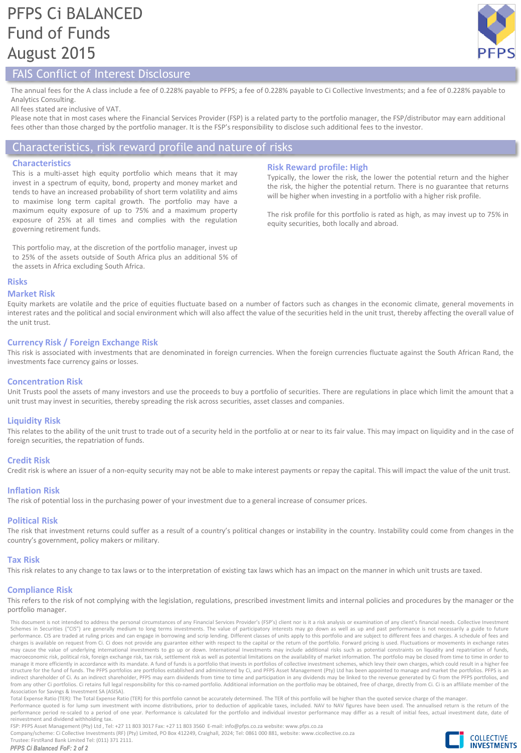# PFPS Ci BALANCED Fund of Funds August 2015

## FAIS Conflict of Interest Disclosure

The annual fees for the A class include a fee of 0.228% payable to PFPS; a fee of 0.228% payable to Ci Collective Investments; and a fee of 0.228% payable to Analytics Consulting.

All fees stated are inclusive of VAT.

Please note that in most cases where the Financial Services Provider (FSP) is a related party to the portfolio manager, the FSP/distributor may earn additional fees other than those charged by the portfolio manager. It is the FSP's responsibility to disclose such additional fees to the investor.

## Characteristics, risk reward profile and nature of risks

### Characteristics

This is a multi-asset high equity portfolio which means that it may invest in a spectrum of equity, bond, property and money market and tends to have an increased probability of short term volatility and aims to maximise long term capital growth. The portfolio may have a maximum equity exposure of up to 75% and a maximum property exposure of 25% at all times and complies with the regulation governing retirement funds.

This portfolio may, at the discretion of the portfolio manager, invest up to 25% of the assets outside of South Africa plus an additional 5% of the assets in Africa excluding South Africa.

### Risk Reward profile: High

Typically, the lower the risk, the lower the potential return and the higher the risk, the higher the potential return. There is no guarantee that returns will be higher when investing in a portfolio with a higher risk profile.

The risk profile for this portfolio is rated as high, as may invest up to 75% in equity securities, both locally and abroad.

### Risks

### Market Risk

Equity markets are volatile and the price of equities fluctuate based on a number of factors such as changes in the economic climate, general movements in interest rates and the political and social environment which will also affect the value of the securities held in the unit trust, thereby affecting the overall value of the unit trust.

### Currency Risk / Foreign Exchange Risk

This risk is associated with investments that are denominated in foreign currencies. When the foreign currencies fluctuate against the South African Rand, the investments face currency gains or losses.

### Concentration Risk

Unit Trusts pool the assets of many investors and use the proceeds to buy a portfolio of securities. There are regulations in place which limit the amount that a unit trust may invest in securities, thereby spreading the risk across securities, asset classes and companies.

### Liquidity Risk

This relates to the ability of the unit trust to trade out of a security held in the portfolio at or near to its fair value. This may impact on liquidity and in the case of foreign securities, the repatriation of funds.

### Credit Risk

Credit risk is where an issuer of a non-equity security may not be able to make interest payments or repay the capital. This will impact the value of the unit trust.

### Inflation Risk

The risk of potential loss in the purchasing power of your investment due to a general increase of consumer prices.

### Political Risk

The risk that investment returns could suffer as a result of a country's political changes or instability in the country. Instability could come from changes in the country's government, policy makers or military.

### Tax Risk

This risk relates to any change to tax laws or to the interpretation of existing tax laws which has an impact on the manner in which unit trusts are taxed.

### Compliance Risk

This refers to the risk of not complying with the legislation, regulations, prescribed investment limits and internal policies and procedures by the manager or the portfolio manager.

This document is not intended to address the personal circumstances of any Financial Services Provider's (FSP's) client nor is it a risk analysis or examination of any client's financial needs. Collective Investment Schemes in Securities ("CIS") are generally medium to long terms investments. The value of participatory interests may go down as well as up and past performance is not necessarily a guide to future performance. CIS are traded at ruling prices and can engage in borrowing and scrip lending. Different classes of units apply to this portfolio and are subject to different fees and charges. A schedule of fees and charges is available on request from Ci. Ci does not provide any guarantee either with respect to the capital or the return of the portfolio. Forward pricing is used. Fluctuations or movements in exchange rates may cause the value of underlying international investments to go up or down. International Investments may include additional risks such as potential constraints on liquidity and repatriation of funds, macroeconomic risk, political risk, foreign exchange risk, tax risk, settlement risk as well as potential limitations on the availability of market information. The portfolio may be closed from time to time in order to manage it more efficiently in accordance with its mandate. A fund of funds is a portfolio that invests in portfolios of collective investment schemes, which levy their own charges, which could result in a higher fee structure for the fund of funds. The PFPS portfolios are portfolios established and administered by Ci, and PFPS Asset Management (Pty) Ltd has been appointed to manage and market the portfolios. PFPS is an indirect shareholder of Ci. As an indirect shareholder, PFPS may earn dividends from time to time and participation in any dividends may be linked to the revenue generated by Ci from the PFPS portfolios, and from any other Ci portfolios. Ci retains full legal responsibility for this co-named portfolio. Additional information on the portfolio may be obtained, free of charge, directly from Ci. Ci is an affiliate member of the Association for Savings & Investment SA (ASISA).

Total Expense Ratio (TER): The Total Expense Ratio (TER) for this portfolio cannot be accurately determined. The TER of this portfolio will be higher than the quoted service charge of the manager.

Performance quoted is for lump sum investment with income distributions, prior to deduction of applicable taxes, included. NAV to NAV figures have been used. The annualised return is the return of the performance period re-scaled to a period of one year. Performance is calculated for the portfolio and individual investor performance may differ as a result of initial fees, actual investment date, date of reinvestment and dividend withholding tax.

FSP: PFPS Asset Management (Pty) Ltd , Tel: +27 11 803 3017 Fax: +27 11 803 3560 E-mail: info@pfps.co.za website: www.pfps.co.za

Company/scheme: Ci Collective Investments (RF) (Pty) Limited, PO Box 412249, Craighall, 2024; Tel: 0861 000 881, website: www.cicollective.co.za

Trustee: FirstRand Bank Limited Tel: (011) 371 2111.